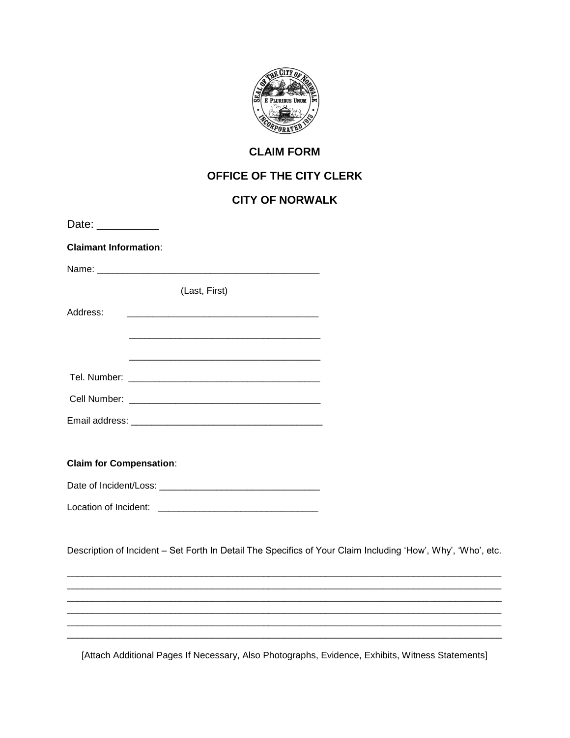# CLAIM FORM

## OFFICE OF THE CITY CLERK

## CITY OF NORWALK

Date: __________

**Claimant Information**:

Name: ___________________________________________

(Last, First)

Address: _____________________________________

_____________________________________

_____________________________________

Tel. Number: _____________________________________

Cell Number: _____________________________________

Email address: _____________________________________

**Claim for Compensation**:

Date of Incident/Loss: ______________________________

Location of Incident: ______________________________

Description of Incident – Set Forth In Detail The Specifics of Your Claim Including 'How', Why', 'Who', etc.

_____________________________________________________________________________________

_____________________________________________________________________________________

_____________________________________________________________________________________

_____________________________________________________________________________________

_____________________________________________________________________________________

_____________________________________________________________________________________

[Attach Additional Pages If Necessary, Also Photographs, Evidence, Exhibits, Witness Statements]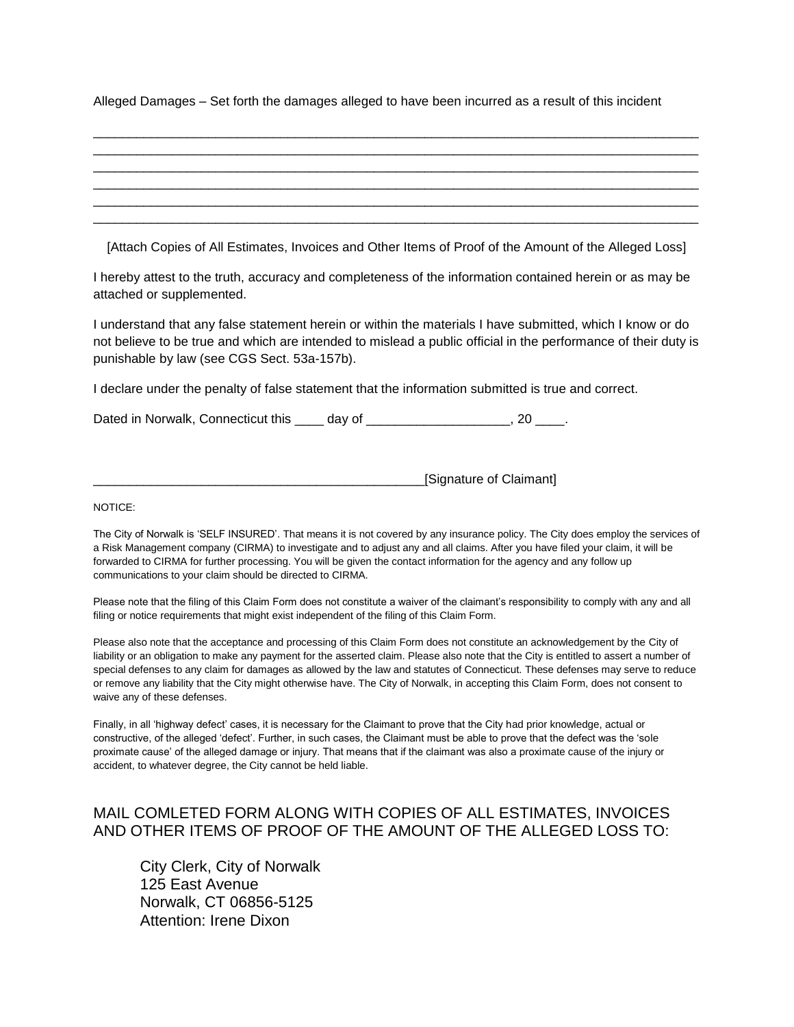Alleged Damages – Set forth the damages alleged to have been incurred as a result of this incident

______________________________________________________________________________
______________________________________________________________________________
______________________________________________________________________________
______________________________________________________________________________
______________________________________________________________________________
______________________________________________________________________________

[Attach Copies of All Estimates, Invoices and Other Items of Proof of the Amount of the Alleged Loss]

I hereby attest to the truth, accuracy and completeness of the information contained herein or as may be attached or supplemented.

I understand that any false statement herein or within the materials I have submitted, which I know or do not believe to be true and which are intended to mislead a public official in the performance of their duty is punishable by law (see CGS Sect. 53a-157b).

I declare under the penalty of false statement that the information submitted is true and correct.

Dated in Norwalk, Connecticut this ____ day of ___________________, 20 ____.

_____________________________________________[Signature of Claimant]

NOTICE:

The City of Norwalk is 'SELF INSURED'. That means it is not covered by any insurance policy. The City does employ the services of a Risk Management company (CIRMA) to investigate and to adjust any and all claims. After you have filed your claim, it will be forwarded to CIRMA for further processing. You will be given the contact information for the agency and any follow up communications to your claim should be directed to CIRMA.

Please note that the filing of this Claim Form does not constitute a waiver of the claimant's responsibility to comply with any and all filing or notice requirements that might exist independent of the filing of this Claim Form.

Please also note that the acceptance and processing of this Claim Form does not constitute an acknowledgement by the City of liability or an obligation to make any payment for the asserted claim. Please also note that the City is entitled to assert a number of special defenses to any claim for damages as allowed by the law and statutes of Connecticut. These defenses may serve to reduce or remove any liability that the City might otherwise have. The City of Norwalk, in accepting this Claim Form, does not consent to waive any of these defenses.

Finally, in all 'highway defect' cases, it is necessary for the Claimant to prove that the City had prior knowledge, actual or constructive, of the alleged 'defect'. Further, in such cases, the Claimant must be able to prove that the defect was the 'sole proximate cause' of the alleged damage or injury. That means that if the claimant was also a proximate cause of the injury or accident, to whatever degree, the City cannot be held liable.

MAIL COMLETED FORM ALONG WITH COPIES OF ALL ESTIMATES, INVOICES AND OTHER ITEMS OF PROOF OF THE AMOUNT OF THE ALLEGED LOSS TO:

City Clerk, City of Norwalk
125 East Avenue
Norwalk, CT 06856-5125
Attention: Irene Dixon